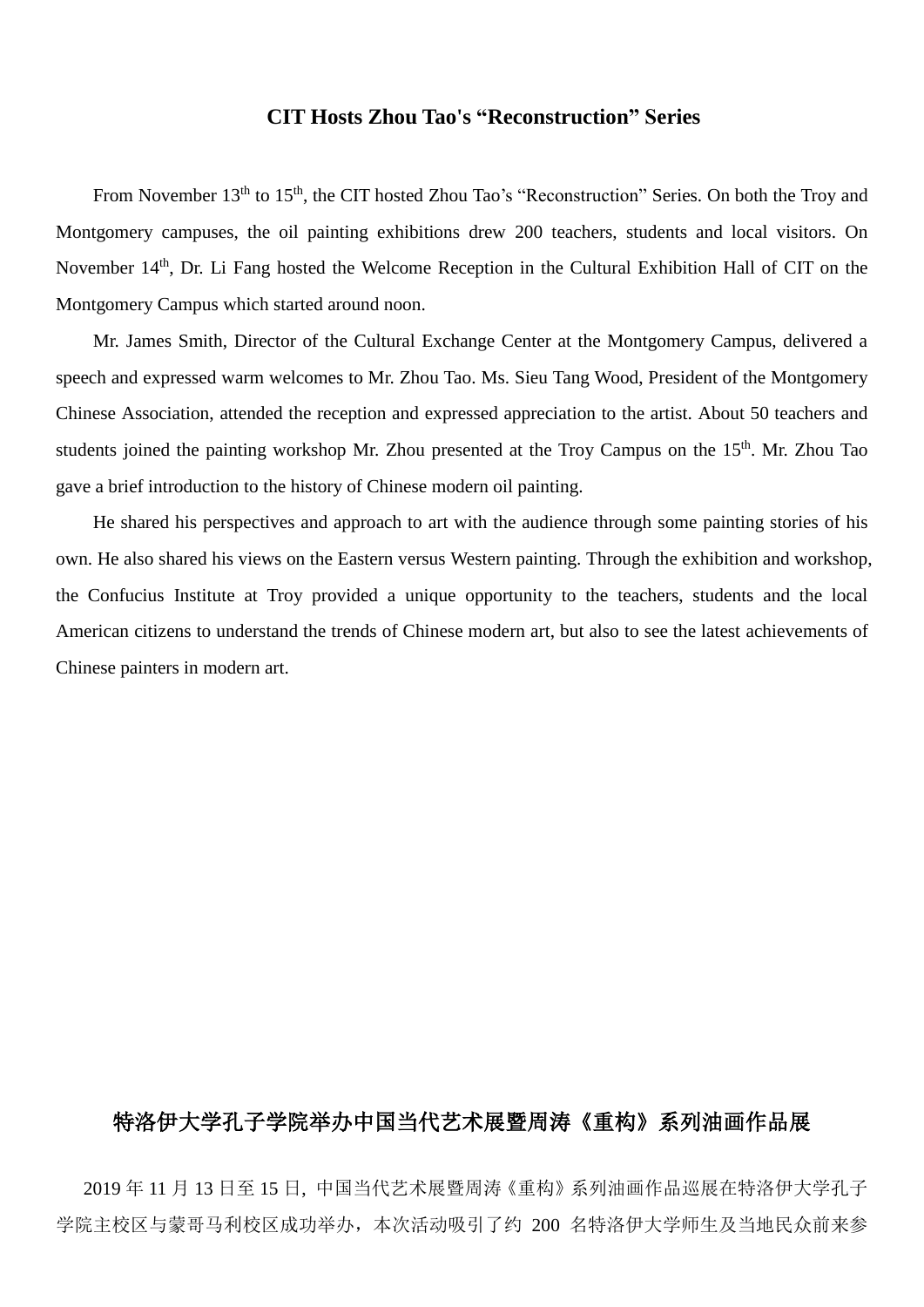# CIT Hosts Zhou Tao's "Reconstruction" Series

From November 13th to 15th, the CIT hosted Zhou Tao's "Reconstruction" Series. On both the Troy and Montgomery campuses, the oil painting exhibitions drew 200 teachers, students and local visitors. On November 14th, Dr. Li Fang hosted the Welcome Reception in the Cultural Exhibition Hall of CIT on the Montgomery Campus which started around noon.

Mr. James Smith, Director of the Cultural Exchange Center at the Montgomery Campus, delivered a speech and expressed warm welcomes to Mr. Zhou Tao. Ms. Sieu Tang Wood, President of the Montgomery Chinese Association, attended the reception and expressed appreciation to the artist. About 50 teachers and students joined the painting workshop Mr. Zhou presented at the Troy Campus on the 15th. Mr. Zhou Tao gave a brief introduction to the history of Chinese modern oil painting.

He shared his perspectives and approach to art with the audience through some painting stories of his own. He also shared his views on the Eastern versus Western painting. Through the exhibition and workshop, the Confucius Institute at Troy provided a unique opportunity to the teachers, students and the local American citizens to understand the trends of Chinese modern art, but also to see the latest achievements of Chinese painters in modern art.

# 特洛伊大学孔子学院举办中国当代艺术展暨周涛《重构》系列油画作品展

2019 年 11 月 13 日至 15 日，中国当代艺术展暨周涛《重构》系列油画作品巡展在特洛伊大学孔子学院主校区与蒙哥马利校区成功举办，本次活动吸引了约 200 名特洛伊大学师生及当地民众前来参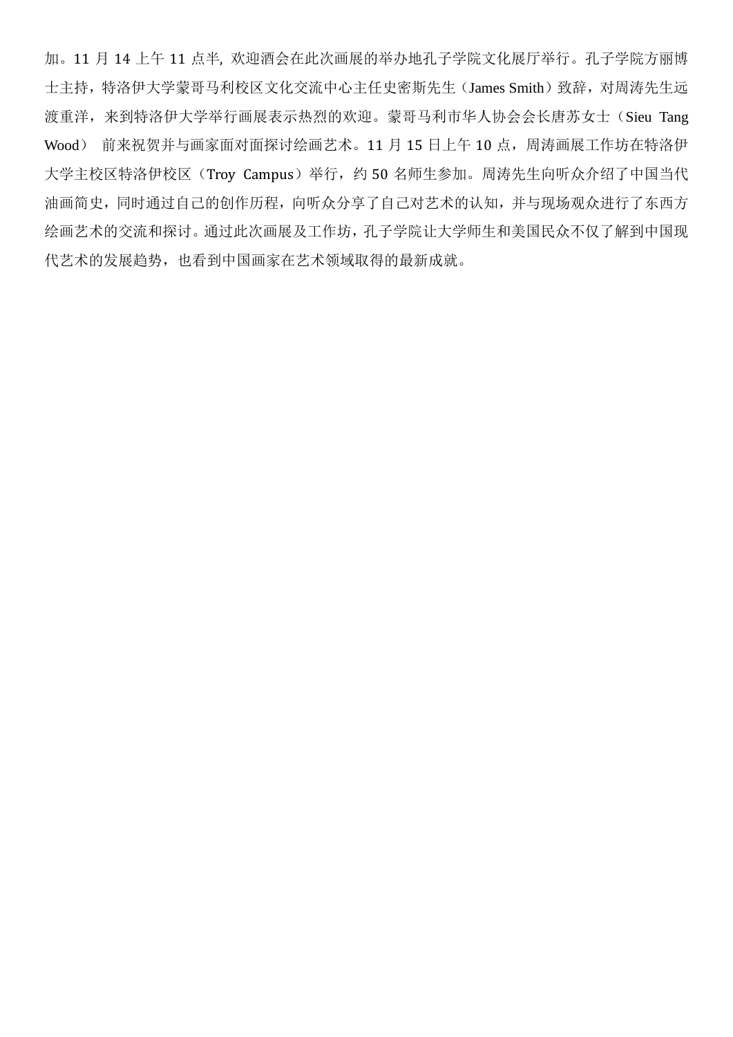加。11 月 14 上午 11 点半, 欢迎酒会在此次画展的举办地孔子学院文化展厅举行。孔子学院方丽博士主持，特洛伊大学蒙哥马利校区文化交流中心主任史密斯先生（James Smith）致辞，对周涛先生远渡重洋，来到特洛伊大学举行画展表示热烈的欢迎。蒙哥马利市华人协会会长唐苏女士（Sieu Tang Wood） 前来祝贺并与画家面对面探讨绘画艺术。11 月 15 日上午 10 点，周涛画展工作坊在特洛伊大学主校区特洛伊校区（Troy Campus）举行，约 50 名师生参加。周涛先生向听众介绍了中国当代油画简史，同时通过自己的创作历程，向听众分享了自己对艺术的认知，并与现场观众进行了东西方绘画艺术的交流和探讨。通过此次画展及工作坊，孔子学院让大学师生和美国民众不仅了解到中国现代艺术的发展趋势，也看到中国画家在艺术领域取得的最新成就。